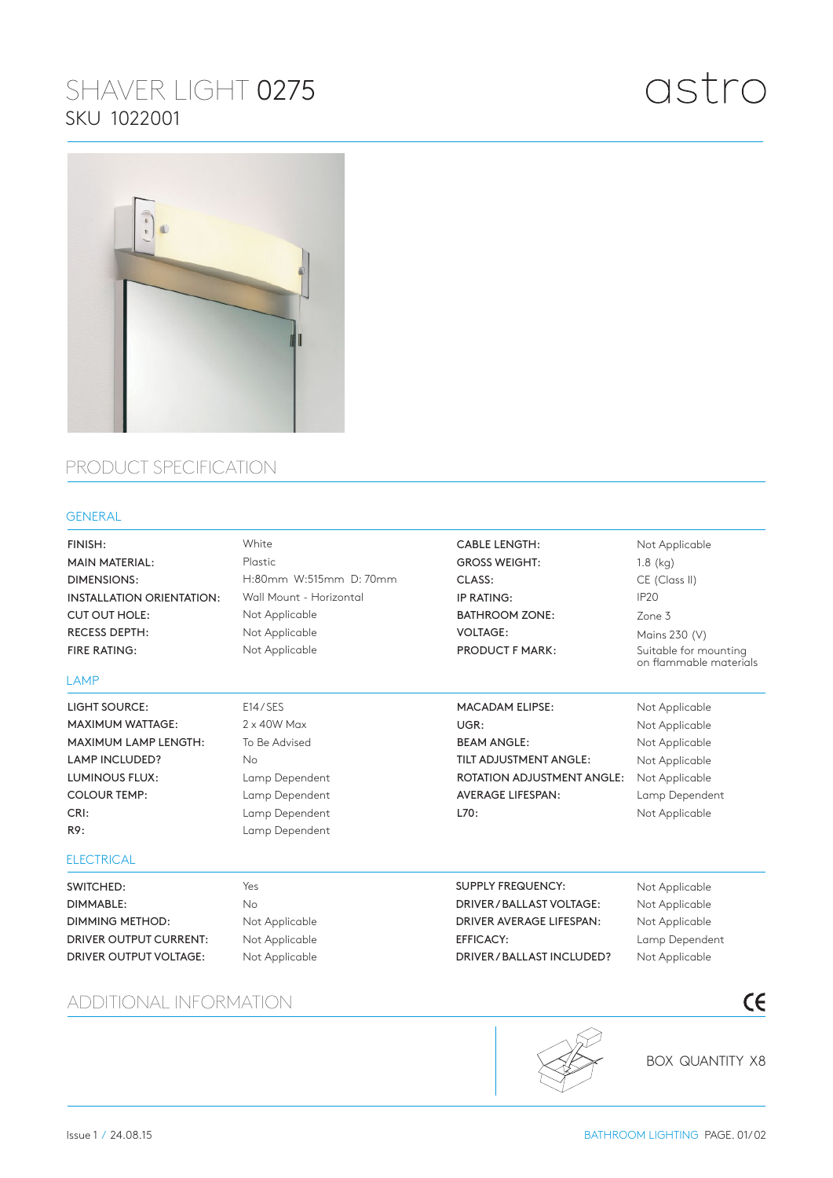# SHAVER LIGHT 0275

SKU 1022001

astro

## PRODUCT SPECIFICATION

### GENERAL

| | | | |
|---|---|---|---|
| FINISH: | White | CABLE LENGTH: | Not Applicable |
| MAIN MATERIAL: | Plastic | GROSS WEIGHT: | 1.8 (kg) |
| DIMENSIONS: | H:80mm W:515mm D: 70mm | CLASS: | CE (Class II) |
| INSTALLATION ORIENTATION: | Wall Mount - Horizontal | IP RATING: | IP20 |
| CUT OUT HOLE: | Not Applicable | BATHROOM ZONE: | Zone 3 |
| RECESS DEPTH: | Not Applicable | VOLTAGE: | Mains 230 (V) |
| FIRE RATING: | Not Applicable | PRODUCT F MARK: | Suitable for mounting on flammable materials |

### LAMP

| | | | |
|---|---|---|---|
| LIGHT SOURCE: | E14 / SES | MACADAM ELIPSE: | Not Applicable |
| MAXIMUM WATTAGE: | 2 x 40W Max | UGR: | Not Applicable |
| MAXIMUM LAMP LENGTH: | To Be Advised | BEAM ANGLE: | Not Applicable |
| LAMP INCLUDED? | No | TILT ADJUSTMENT ANGLE: | Not Applicable |
| LUMINOUS FLUX: | Lamp Dependent | ROTATION ADJUSTMENT ANGLE: | Not Applicable |
| COLOUR TEMP: | Lamp Dependent | AVERAGE LIFESPAN: | Lamp Dependent |
| CRI: | Lamp Dependent | L70: | Not Applicable |
| R9: | Lamp Dependent | | |

### ELECTRICAL

| | | | |
|---|---|---|---|
| SWITCHED: | Yes | SUPPLY FREQUENCY: | Not Applicable |
| DIMMABLE: | No | DRIVER / BALLAST VOLTAGE: | Not Applicable |
| DIMMING METHOD: | Not Applicable | DRIVER AVERAGE LIFESPAN: | Not Applicable |
| DRIVER OUTPUT CURRENT: | Not Applicable | EFFICACY: | Lamp Dependent |
| DRIVER OUTPUT VOLTAGE: | Not Applicable | DRIVER / BALLAST INCLUDED? | Not Applicable |

## ADDITIONAL INFORMATION

CE

BOX QUANTITY X8

Issue 1 / 24.08.15

BATHROOM LIGHTING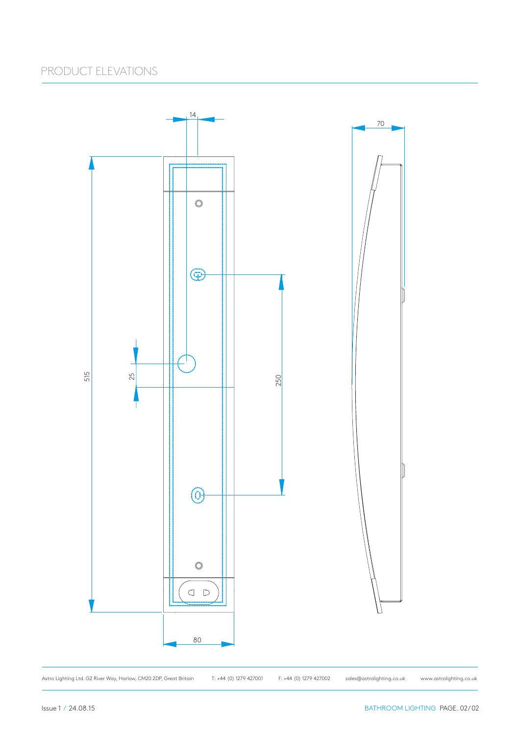# PRODUCT ELEVATIONS

14

70

515

25

250

80

Astro Lighting Ltd. G2 River Way, Harlow, CM20 2DP, Great Britain T: +44 (0) 1279 427001 F: +44 (0) 1279 427002 sales@astrolighting.co.uk www.astrolighting.co.uk

Issue 1 / 24.08.15

BATHROOM LIGHTING